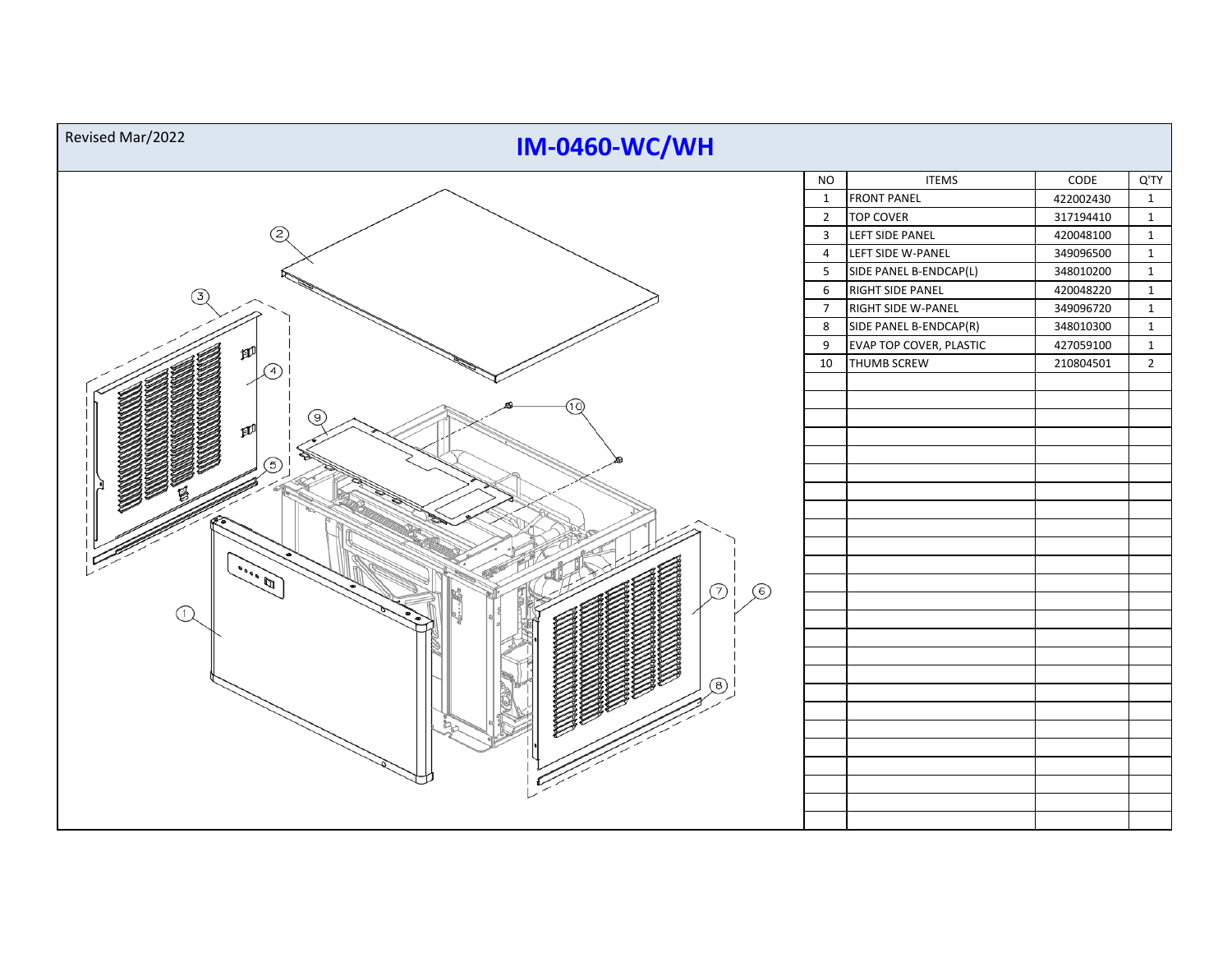Revised Mar/2022

# IM-0460-WC/WH

| NO | ITEMS | CODE | Q'TY |
|---|---|---|---|
| 1 | FRONT PANEL | 422002430 | 1 |
| 2 | TOP COVER | 317194410 | 1 |
| 3 | LEFT SIDE PANEL | 420048100 | 1 |
| 4 | LEFT SIDE W-PANEL | 349096500 | 1 |
| 5 | SIDE PANEL B-ENDCAP(L) | 348010200 | 1 |
| 6 | RIGHT SIDE PANEL | 420048220 | 1 |
| 7 | RIGHT SIDE W-PANEL | 349096720 | 1 |
| 8 | SIDE PANEL B-ENDCAP(R) | 348010300 | 1 |
| 9 | EVAP TOP COVER, PLASTIC | 427059100 | 1 |
| 10 | THUMB SCREW | 210804501 | 2 |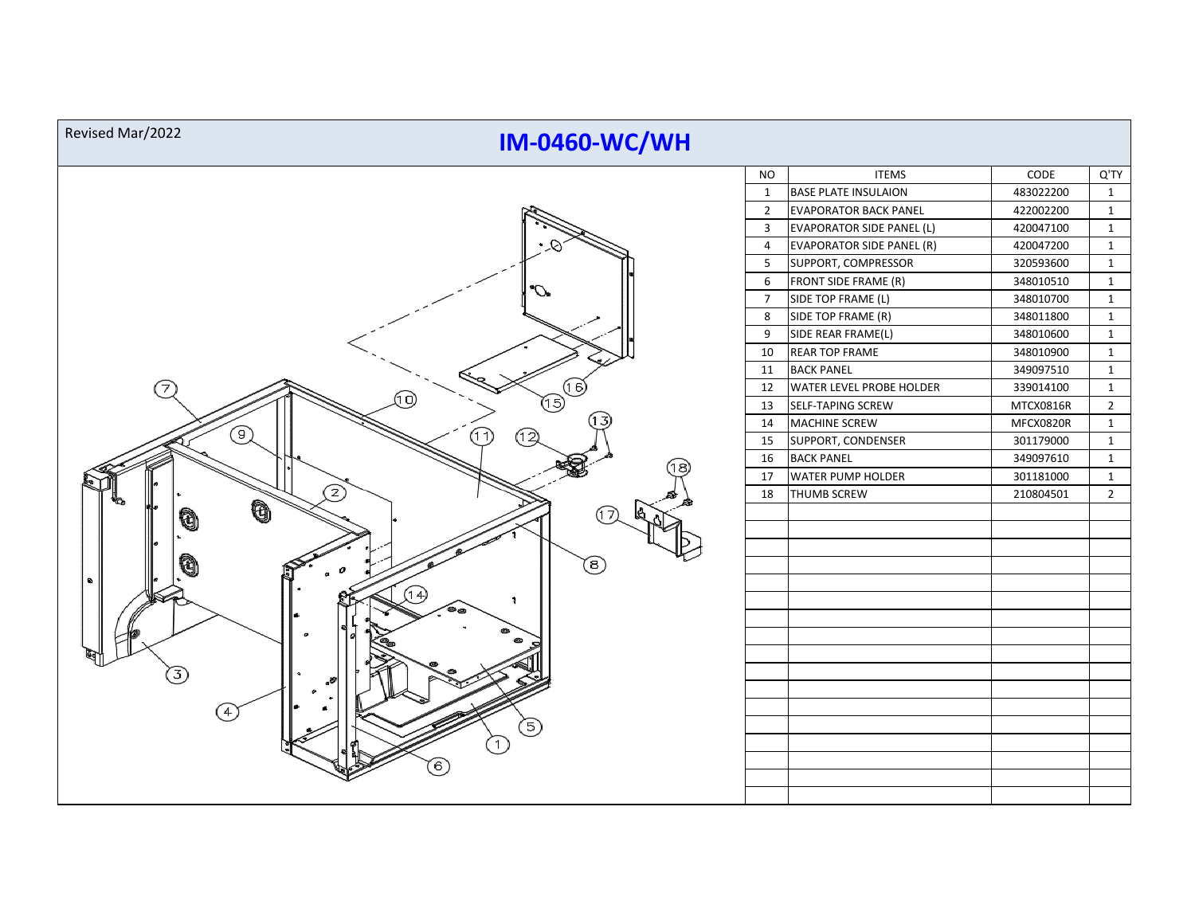Revised Mar/2022

# IM-0460-WC/WH

| NO | ITEMS | CODE | Q'TY |
|---|---|---|---|
| 1 | BASE PLATE INSULAION | 483022200 | 1 |
| 2 | EVAPORATOR BACK PANEL | 422002200 | 1 |
| 3 | EVAPORATOR SIDE PANEL (L) | 420047100 | 1 |
| 4 | EVAPORATOR SIDE PANEL (R) | 420047200 | 1 |
| 5 | SUPPORT, COMPRESSOR | 320593600 | 1 |
| 6 | FRONT SIDE FRAME (R) | 348010510 | 1 |
| 7 | SIDE TOP FRAME (L) | 348010700 | 1 |
| 8 | SIDE TOP FRAME (R) | 348011800 | 1 |
| 9 | SIDE REAR FRAME(L) | 348010600 | 1 |
| 10 | REAR TOP FRAME | 348010900 | 1 |
| 11 | BACK PANEL | 349097510 | 1 |
| 12 | WATER LEVEL PROBE HOLDER | 339014100 | 1 |
| 13 | SELF-TAPING SCREW | MTCX0816R | 2 |
| 14 | MACHINE SCREW | MFCX0820R | 1 |
| 15 | SUPPORT, CONDENSER | 301179000 | 1 |
| 16 | BACK PANEL | 349097610 | 1 |
| 17 | WATER PUMP HOLDER | 301181000 | 1 |
| 18 | THUMB SCREW | 210804501 | 2 |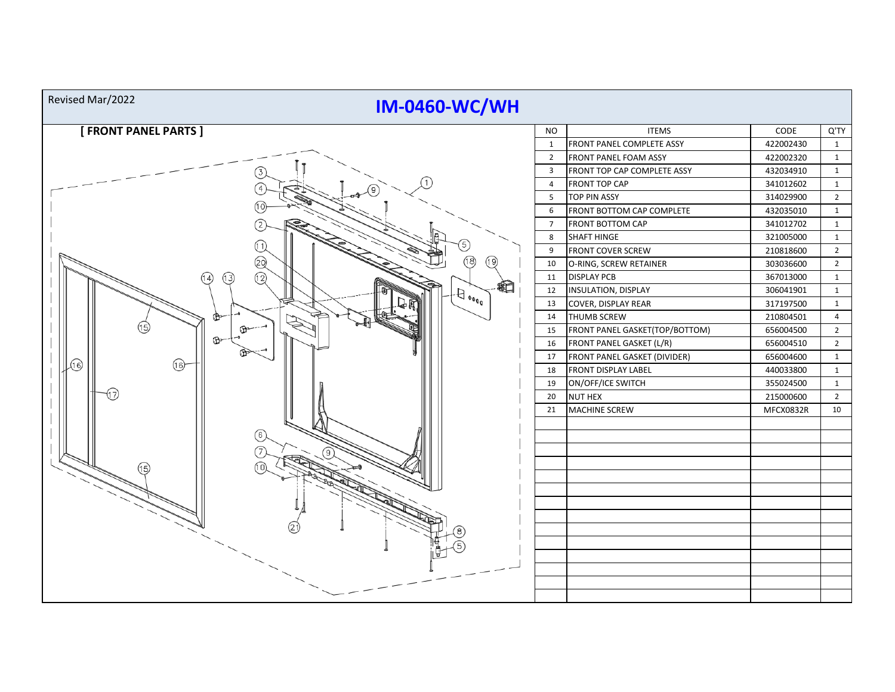Revised Mar/2022

# IM-0460-WC/WH

## [ FRONT PANEL PARTS ]

| NO | ITEMS | CODE | Q'TY |
|---|---|---|---|
| 1 | FRONT PANEL COMPLETE ASSY | 422002430 | 1 |
| 2 | FRONT PANEL FOAM ASSY | 422002320 | 1 |
| 3 | FRONT TOP CAP COMPLETE ASSY | 432034910 | 1 |
| 4 | FRONT TOP CAP | 341012602 | 1 |
| 5 | TOP PIN ASSY | 314029900 | 2 |
| 6 | FRONT BOTTOM CAP COMPLETE | 432035010 | 1 |
| 7 | FRONT BOTTOM CAP | 341012702 | 1 |
| 8 | SHAFT HINGE | 321005000 | 1 |
| 9 | FRONT COVER SCREW | 210818600 | 2 |
| 10 | O-RING, SCREW RETAINER | 303036600 | 2 |
| 11 | DISPLAY PCB | 367013000 | 1 |
| 12 | INSULATION, DISPLAY | 306041901 | 1 |
| 13 | COVER, DISPLAY REAR | 317197500 | 1 |
| 14 | THUMB SCREW | 210804501 | 4 |
| 15 | FRONT PANEL GASKET(TOP/BOTTOM) | 656004500 | 2 |
| 16 | FRONT PANEL GASKET (L/R) | 656004510 | 2 |
| 17 | FRONT PANEL GASKET (DIVIDER) | 656004600 | 1 |
| 18 | FRONT DISPLAY LABEL | 440033800 | 1 |
| 19 | ON/OFF/ICE SWITCH | 355024500 | 1 |
| 20 | NUT HEX | 215000600 | 2 |
| 21 | MACHINE SCREW | MFCX0832R | 10 |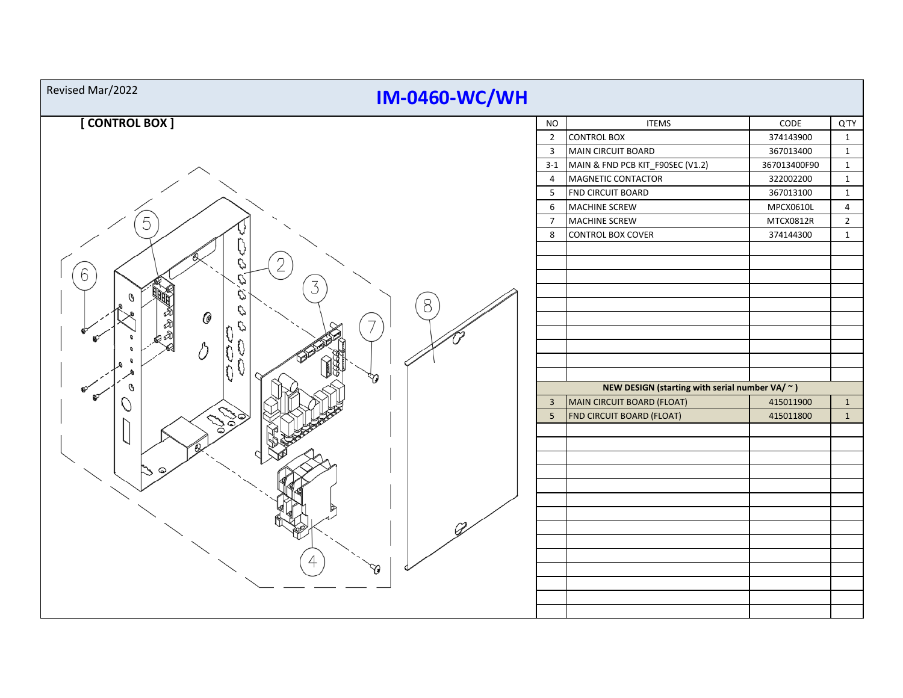Revised Mar/2022

# IM-0460-WC/WH

## [ CONTROL BOX ]

| NO | ITEMS | CODE | Q'TY |
|---|---|---|---|
| 2 | CONTROL BOX | 374143900 | 1 |
| 3 | MAIN CIRCUIT BOARD | 367013400 | 1 |
| 3-1 | MAIN & FND PCB KIT_F90SEC (V1.2) | 367013400F90 | 1 |
| 4 | MAGNETIC CONTACTOR | 322002200 | 1 |
| 5 | FND CIRCUIT BOARD | 367013100 | 1 |
| 6 | MACHINE SCREW | MPCX0610L | 4 |
| 7 | MACHINE SCREW | MTCX0812R | 2 |
| 8 | CONTROL BOX COVER | 374144300 | 1 |
| | **NEW DESIGN (starting with serial number VA/ ~ )** | | |
| 3 | MAIN CIRCUIT BOARD (FLOAT) | 415011900 | 1 |
| 5 | FND CIRCUIT BOARD (FLOAT) | 415011800 | 1 |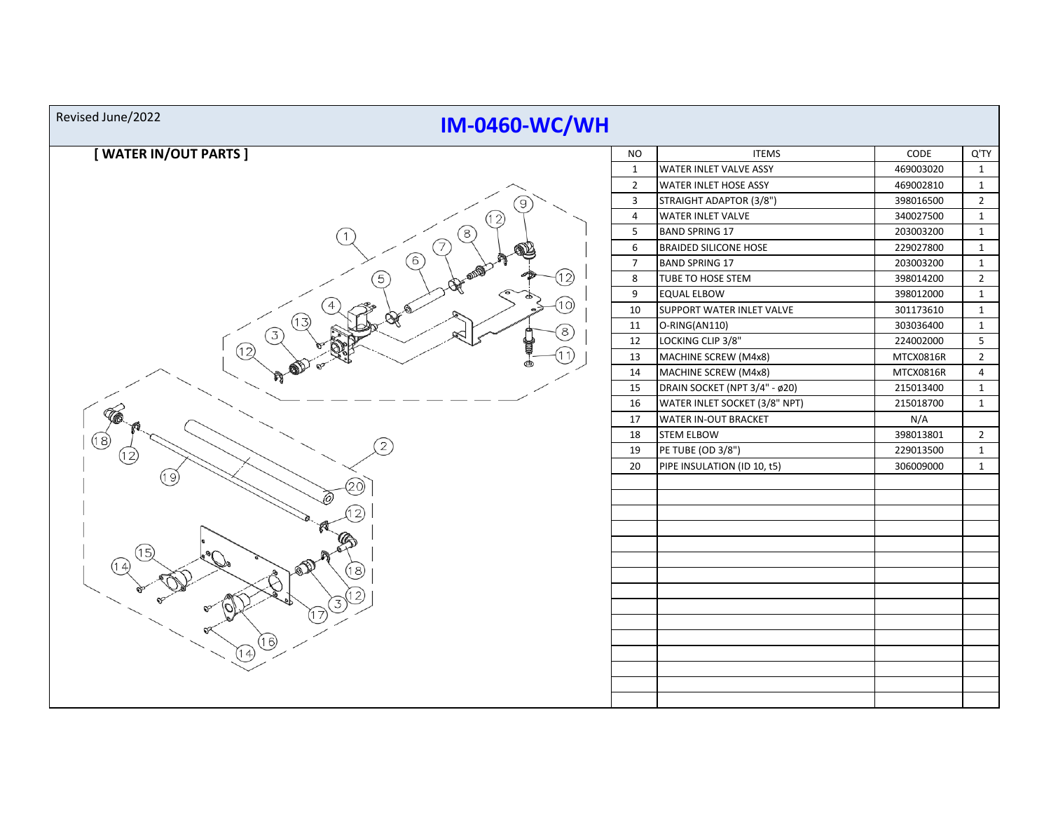Revised June/2022

# IM-0460-WC/WH

## [ WATER IN/OUT PARTS ]

| NO | ITEMS | CODE | Q'TY |
|---|---|---|---|
| 1 | WATER INLET VALVE ASSY | 469003020 | 1 |
| 2 | WATER INLET HOSE ASSY | 469002810 | 1 |
| 3 | STRAIGHT ADAPTOR (3/8") | 398016500 | 2 |
| 4 | WATER INLET VALVE | 340027500 | 1 |
| 5 | BAND SPRING 17 | 203003200 | 1 |
| 6 | BRAIDED SILICONE HOSE | 229027800 | 1 |
| 7 | BAND SPRING 17 | 203003200 | 1 |
| 8 | TUBE TO HOSE STEM | 398014200 | 2 |
| 9 | EQUAL ELBOW | 398012000 | 1 |
| 10 | SUPPORT WATER INLET VALVE | 301173610 | 1 |
| 11 | O-RING(AN110) | 303036400 | 1 |
| 12 | LOCKING CLIP 3/8" | 224002000 | 5 |
| 13 | MACHINE SCREW (M4x8) | MTCX0816R | 2 |
| 14 | MACHINE SCREW (M4x8) | MTCX0816R | 4 |
| 15 | DRAIN SOCKET (NPT 3/4" - ø20) | 215013400 | 1 |
| 16 | WATER INLET SOCKET (3/8" NPT) | 215018700 | 1 |
| 17 | WATER IN-OUT BRACKET | N/A | |
| 18 | STEM ELBOW | 398013801 | 2 |
| 19 | PE TUBE (OD 3/8") | 229013500 | 1 |
| 20 | PIPE INSULATION (ID 10, t5) | 306009000 | 1 |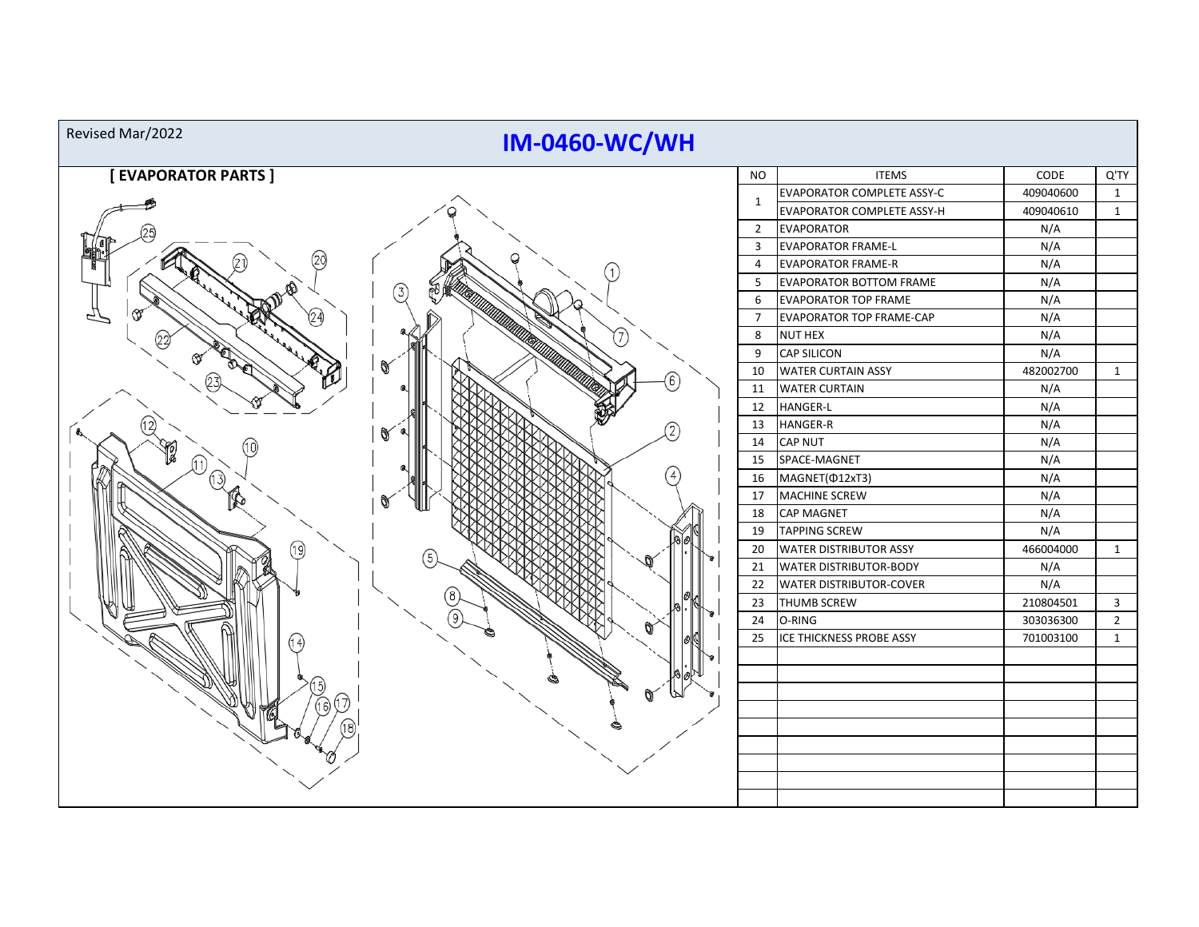Revised Mar/2022

# IM-0460-WC/WH

## [ EVAPORATOR PARTS ]

| NO | ITEMS | CODE | Q'TY |
|---|---|---|---|
| 1 | EVAPORATOR COMPLETE ASSY-C | 409040600 | 1 |
| | EVAPORATOR COMPLETE ASSY-H | 409040610 | 1 |
| 2 | EVAPORATOR | N/A | |
| 3 | EVAPORATOR FRAME-L | N/A | |
| 4 | EVAPORATOR FRAME-R | N/A | |
| 5 | EVAPORATOR BOTTOM FRAME | N/A | |
| 6 | EVAPORATOR TOP FRAME | N/A | |
| 7 | EVAPORATOR TOP FRAME-CAP | N/A | |
| 8 | NUT HEX | N/A | |
| 9 | CAP SILICON | N/A | |
| 10 | WATER CURTAIN ASSY | 482002700 | 1 |
| 11 | WATER CURTAIN | N/A | |
| 12 | HANGER-L | N/A | |
| 13 | HANGER-R | N/A | |
| 14 | CAP NUT | N/A | |
| 15 | SPACE-MAGNET | N/A | |
| 16 | MAGNET(Φ12xT3) | N/A | |
| 17 | MACHINE SCREW | N/A | |
| 18 | CAP MAGNET | N/A | |
| 19 | TAPPING SCREW | N/A | |
| 20 | WATER DISTRIBUTOR ASSY | 466004000 | 1 |
| 21 | WATER DISTRIBUTOR-BODY | N/A | |
| 22 | WATER DISTRIBUTOR-COVER | N/A | |
| 23 | THUMB SCREW | 210804501 | 3 |
| 24 | O-RING | 303036300 | 2 |
| 25 | ICE THICKNESS PROBE ASSY | 701003100 | 1 |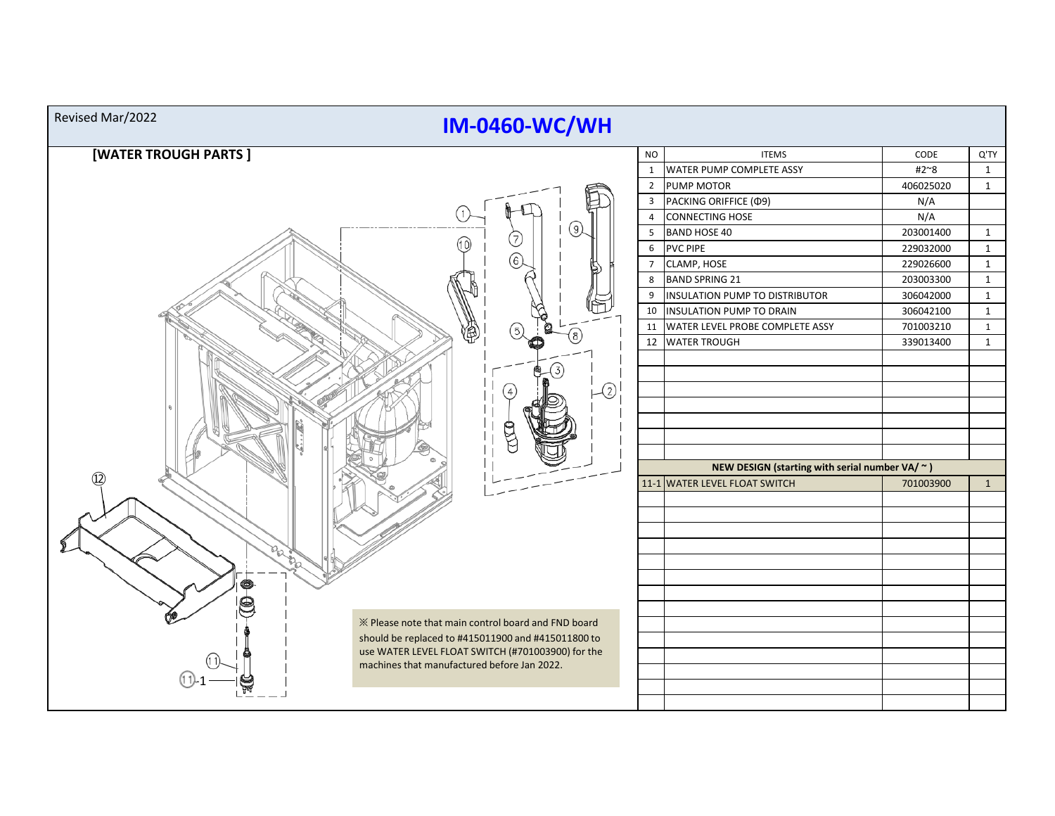Revised Mar/2022

# IM-0460-WC/WH

## [WATER TROUGH PARTS ]

※ Please note that main control board and FND board should be replaced to #415011900 and #415011800 to use WATER LEVEL FLOAT SWITCH (#701003900) for the machines that manufactured before Jan 2022.

| NO | ITEMS | CODE | Q'TY |
|---|---|---|---|
| 1 | WATER PUMP COMPLETE ASSY | #2~8 | 1 |
| 2 | PUMP MOTOR | 406025020 | 1 |
| 3 | PACKING ORIFFICE (Φ9) | N/A | |
| 4 | CONNECTING HOSE | N/A | |
| 5 | BAND HOSE 40 | 203001400 | 1 |
| 6 | PVC PIPE | 229032000 | 1 |
| 7 | CLAMP, HOSE | 229026600 | 1 |
| 8 | BAND SPRING 21 | 203003300 | 1 |
| 9 | INSULATION PUMP TO DISTRIBUTOR | 306042000 | 1 |
| 10 | INSULATION PUMP TO DRAIN | 306042100 | 1 |
| 11 | WATER LEVEL PROBE COMPLETE ASSY | 701003210 | 1 |
| 12 | WATER TROUGH | 339013400 | 1 |
| | **NEW DESIGN (starting with serial number VA/ ~ )** | | |
| 11-1 | WATER LEVEL FLOAT SWITCH | 701003900 | 1 |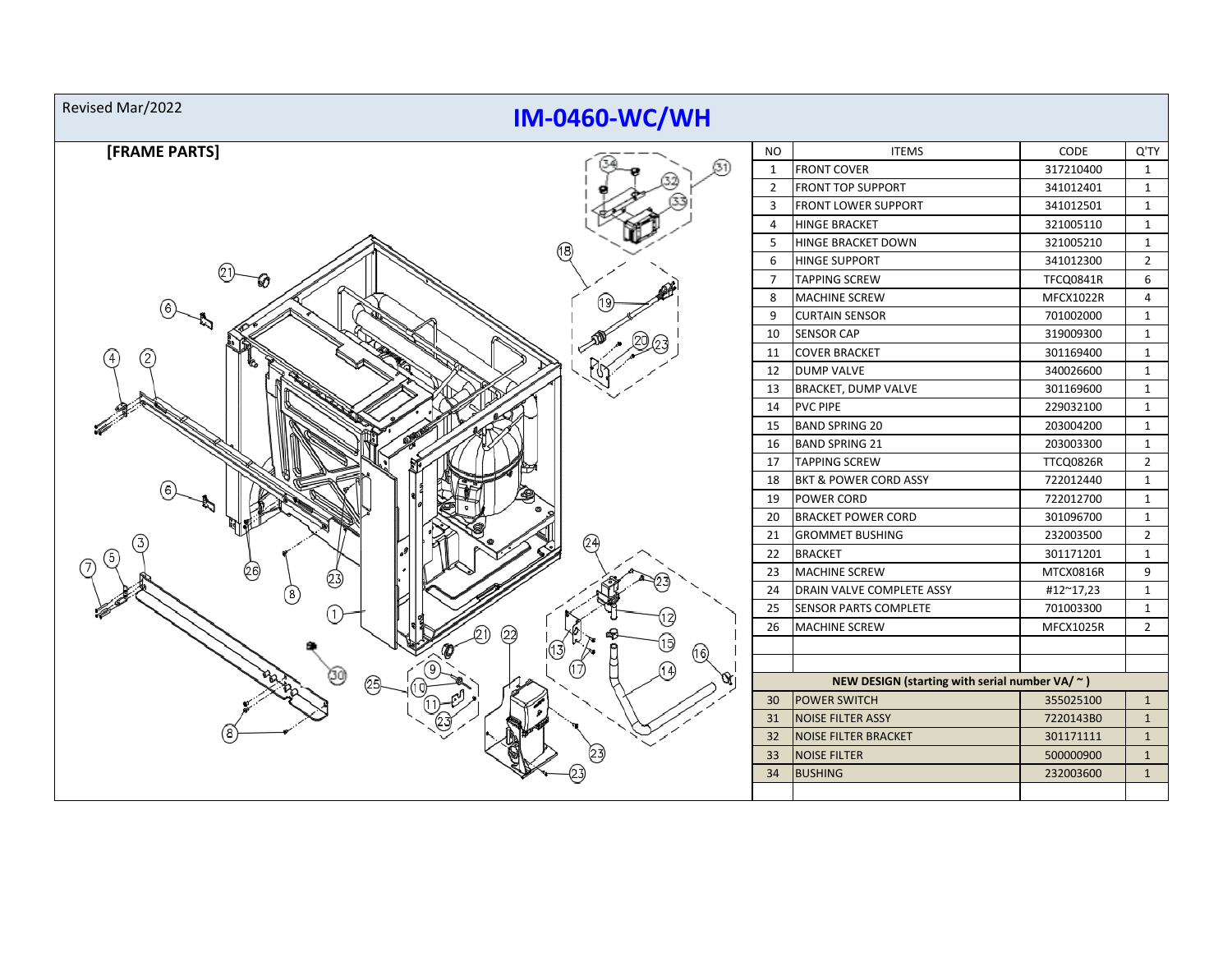Revised Mar/2022

# IM-0460-WC/WH

## [FRAME PARTS]

| NO | ITEMS | CODE | Q'TY |
|---|---|---|---|
| 1 | FRONT COVER | 317210400 | 1 |
| 2 | FRONT TOP SUPPORT | 341012401 | 1 |
| 3 | FRONT LOWER SUPPORT | 341012501 | 1 |
| 4 | HINGE BRACKET | 321005110 | 1 |
| 5 | HINGE BRACKET DOWN | 321005210 | 1 |
| 6 | HINGE SUPPORT | 341012300 | 2 |
| 7 | TAPPING SCREW | TFCQ0841R | 6 |
| 8 | MACHINE SCREW | MFCX1022R | 4 |
| 9 | CURTAIN SENSOR | 701002000 | 1 |
| 10 | SENSOR CAP | 319009300 | 1 |
| 11 | COVER BRACKET | 301169400 | 1 |
| 12 | DUMP VALVE | 340026600 | 1 |
| 13 | BRACKET, DUMP VALVE | 301169600 | 1 |
| 14 | PVC PIPE | 229032100 | 1 |
| 15 | BAND SPRING 20 | 203004200 | 1 |
| 16 | BAND SPRING 21 | 203003300 | 1 |
| 17 | TAPPING SCREW | TTCQ0826R | 2 |
| 18 | BKT & POWER CORD ASSY | 722012440 | 1 |
| 19 | POWER CORD | 722012700 | 1 |
| 20 | BRACKET POWER CORD | 301096700 | 1 |
| 21 | GROMMET BUSHING | 232003500 | 2 |
| 22 | BRACKET | 301171201 | 1 |
| 23 | MACHINE SCREW | MTCX0816R | 9 |
| 24 | DRAIN VALVE COMPLETE ASSY | #12~17,23 | 1 |
| 25 | SENSOR PARTS COMPLETE | 701003300 | 1 |
| 26 | MACHINE SCREW | MFCX1025R | 2 |
| | | | |
| | | | |
| | NEW DESIGN (starting with serial number VA/ ~ ) | | |
| 30 | POWER SWITCH | 355025100 | 1 |
| 31 | NOISE FILTER ASSY | 7220143B0 | 1 |
| 32 | NOISE FILTER BRACKET | 301171111 | 1 |
| 33 | NOISE FILTER | 500000900 | 1 |
| 34 | BUSHING | 232003600 | 1 |
| | | | |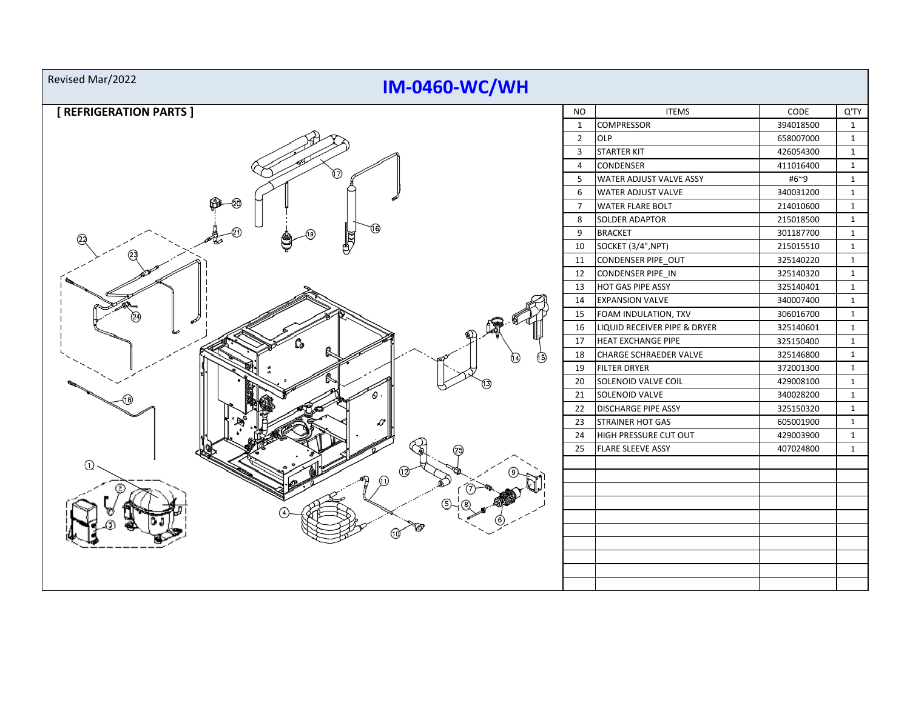Revised Mar/2022

# IM-0460-WC/WH

## [ REFRIGERATION PARTS ]

| NO | ITEMS | CODE | Q'TY |
|---|---|---|---|
| 1 | COMPRESSOR | 394018500 | 1 |
| 2 | OLP | 658007000 | 1 |
| 3 | STARTER KIT | 426054300 | 1 |
| 4 | CONDENSER | 411016400 | 1 |
| 5 | WATER ADJUST VALVE ASSY | #6~9 | 1 |
| 6 | WATER ADJUST VALVE | 340031200 | 1 |
| 7 | WATER FLARE BOLT | 214010600 | 1 |
| 8 | SOLDER ADAPTOR | 215018500 | 1 |
| 9 | BRACKET | 301187700 | 1 |
| 10 | SOCKET (3/4",NPT) | 215015510 | 1 |
| 11 | CONDENSER PIPE_OUT | 325140220 | 1 |
| 12 | CONDENSER PIPE_IN | 325140320 | 1 |
| 13 | HOT GAS PIPE ASSY | 325140401 | 1 |
| 14 | EXPANSION VALVE | 340007400 | 1 |
| 15 | FOAM INDULATION, TXV | 306016700 | 1 |
| 16 | LIQUID RECEIVER PIPE & DRYER | 325140601 | 1 |
| 17 | HEAT EXCHANGE PIPE | 325150400 | 1 |
| 18 | CHARGE SCHRAEDER VALVE | 325146800 | 1 |
| 19 | FILTER DRYER | 372001300 | 1 |
| 20 | SOLENOID VALVE COIL | 429008100 | 1 |
| 21 | SOLENOID VALVE | 340028200 | 1 |
| 22 | DISCHARGE PIPE ASSY | 325150320 | 1 |
| 23 | STRAINER HOT GAS | 605001900 | 1 |
| 24 | HIGH PRESSURE CUT OUT | 429003900 | 1 |
| 25 | FLARE SLEEVE ASSY | 407024800 | 1 |

1 2 3 4 5 6 7 8 9 10 11 12 13 14 15 16 17 18 19 20 21 22 23 24 25